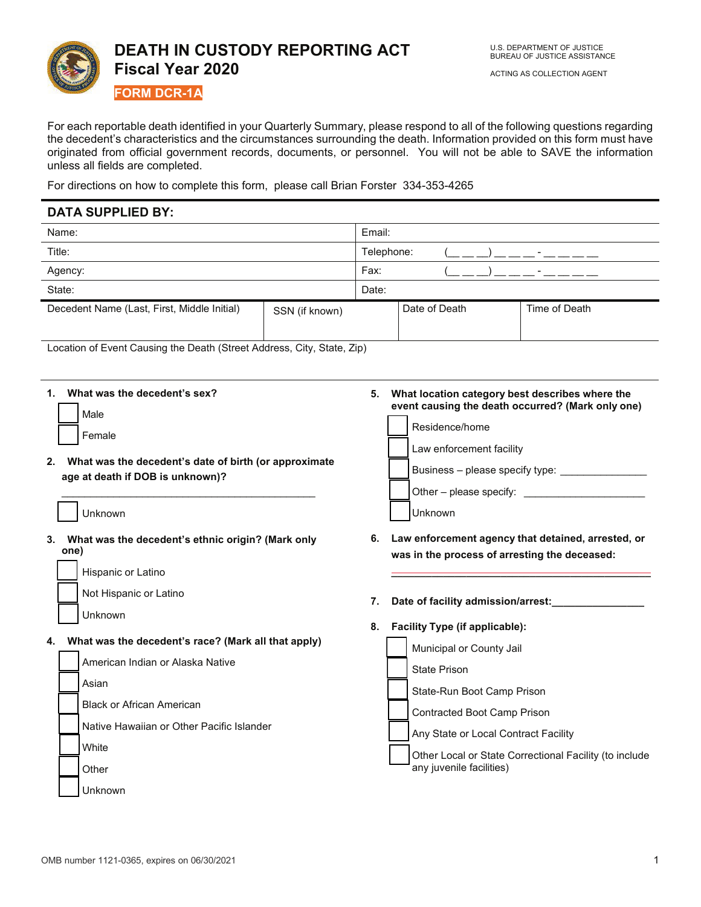# DEATH IN CUSTODY REPORTING ACT
## Fiscal Year 2020

**FORM DCR-1A**

U.S. DEPARTMENT OF JUSTICE
BUREAU OF JUSTICE ASSISTANCE

ACTING AS COLLECTION AGENT

For each reportable death identified in your Quarterly Summary, please respond to all of the following questions regarding the decedent's characteristics and the circumstances surrounding the death. Information provided on this form must have originated from official government records, documents, or personnel. You will not be able to SAVE the information unless all fields are completed.

For directions on how to complete this form, please call Brian Forster 334-353-4265

## DATA SUPPLIED BY:

| | |
|---|---|
| Name: | Email: |
| Title: | Telephone: (__ __ __) __ __ __ - __ __ __ __ |
| Agency: | Fax: (__ __ __) __ __ __ - __ __ __ __ |
| State: | Date: |

| Decedent Name (Last, First, Middle Initial) | SSN (if known) | Date of Death | Time of Death |
|---|---|---|---|
| | | | |

Location of Event Causing the Death (Street Address, City, State, Zip)

**1. What was the decedent's sex?**

- ☐ Male
- ☐ Female

**2. What was the decedent's date of birth (or approximate age at death if DOB is unknown)?**

_______________________________________________

- ☐ Unknown

**3. What was the decedent's ethnic origin? (Mark only one)**

- ☐ Hispanic or Latino
- ☐ Not Hispanic or Latino
- ☐ Unknown

**4. What was the decedent's race? (Mark all that apply)**

- ☐ American Indian or Alaska Native
- ☐ Asian
- ☐ Black or African American
- ☐ Native Hawaiian or Other Pacific Islander
- ☐ White
- ☐ Other
- ☐ Unknown

**5. What location category best describes where the event causing the death occurred? (Mark only one)**

- ☐ Residence/home
- ☐ Law enforcement facility
- ☐ Business – please specify type: _______________
- ☐ Other – please specify: _____________________
- ☐ Unknown

**6. Law enforcement agency that detained, arrested, or was in the process of arresting the deceased:**

_______________________________________________

**7. Date of facility admission/arrest:**________________

**8. Facility Type (if applicable):**

- ☐ Municipal or County Jail
- ☐ State Prison
- ☐ State-Run Boot Camp Prison
- ☐ Contracted Boot Camp Prison
- ☐ Any State or Local Contract Facility
- ☐ Other Local or State Correctional Facility (to include any juvenile facilities)

OMB number 1121-0365, expires on 06/30/2021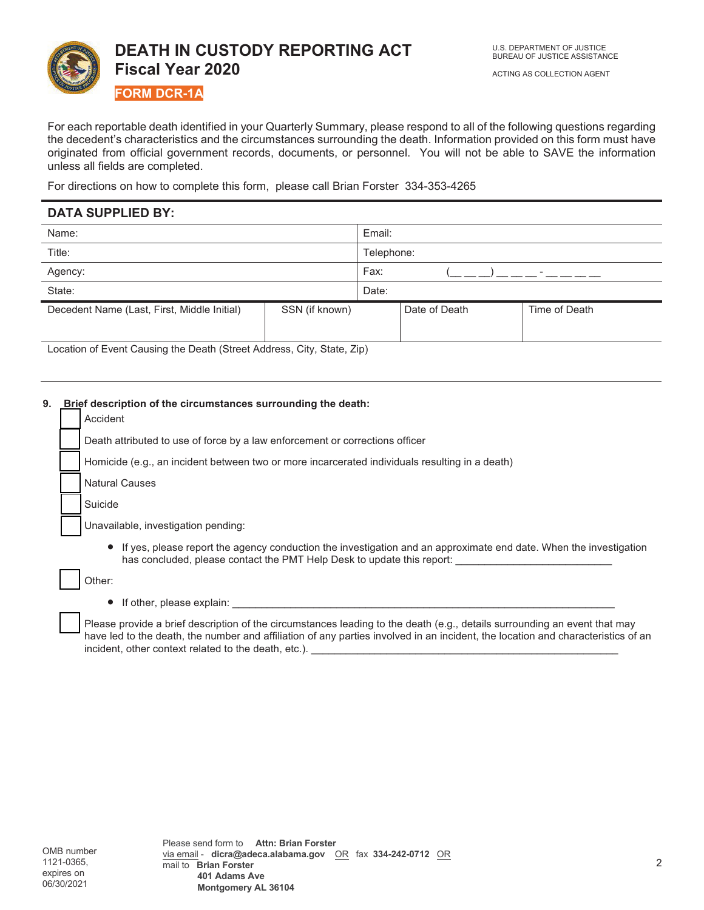# DEATH IN CUSTODY REPORTING ACT
## Fiscal Year 2020

**FORM DCR-1A**

U.S. DEPARTMENT OF JUSTICE
BUREAU OF JUSTICE ASSISTANCE

ACTING AS COLLECTION AGENT

For each reportable death identified in your Quarterly Summary, please respond to all of the following questions regarding the decedent's characteristics and the circumstances surrounding the death. Information provided on this form must have originated from official government records, documents, or personnel. You will not be able to SAVE the information unless all fields are completed.

For directions on how to complete this form, please call Brian Forster 334-353-4265

### DATA SUPPLIED BY:

| | |
|---|---|
| Name: | Email: |
| Title: | Telephone: |
| Agency: | Fax: (__ __ __) __ __ __ - __ __ __ __ |
| State: | Date: |

| Decedent Name (Last, First, Middle Initial) | SSN (if known) | Date of Death | Time of Death |
|---|---|---|---|
| | | | |

Location of Event Causing the Death (Street Address, City, State, Zip)

**9. Brief description of the circumstances surrounding the death:**

- ☐ Accident
- ☐ Death attributed to use of force by a law enforcement or corrections officer
- ☐ Homicide (e.g., an incident between two or more incarcerated individuals resulting in a death)
- ☐ Natural Causes
- ☐ Suicide
- ☐ Unavailable, investigation pending:
  - If yes, please report the agency conduction the investigation and an approximate end date. When the investigation has concluded, please contact the PMT Help Desk to update this report: ___________________________
- ☐ Other:
  - If other, please explain: ___________________________________________________________________
- ☐ Please provide a brief description of the circumstances leading to the death (e.g., details surrounding an event that may have led to the death, the number and affiliation of any parties involved in an incident, the location and characteristics of an incident, other context related to the death, etc.). _______________________________________________________

OMB number 1121-0365, expires on 06/30/2021

Please send form to **Attn: Brian Forster**
via email - **dicra@adeca.alabama.gov** OR fax **334-242-0712** OR
mail to **Brian Forster**
**401 Adams Ave**
**Montgomery AL 36104**